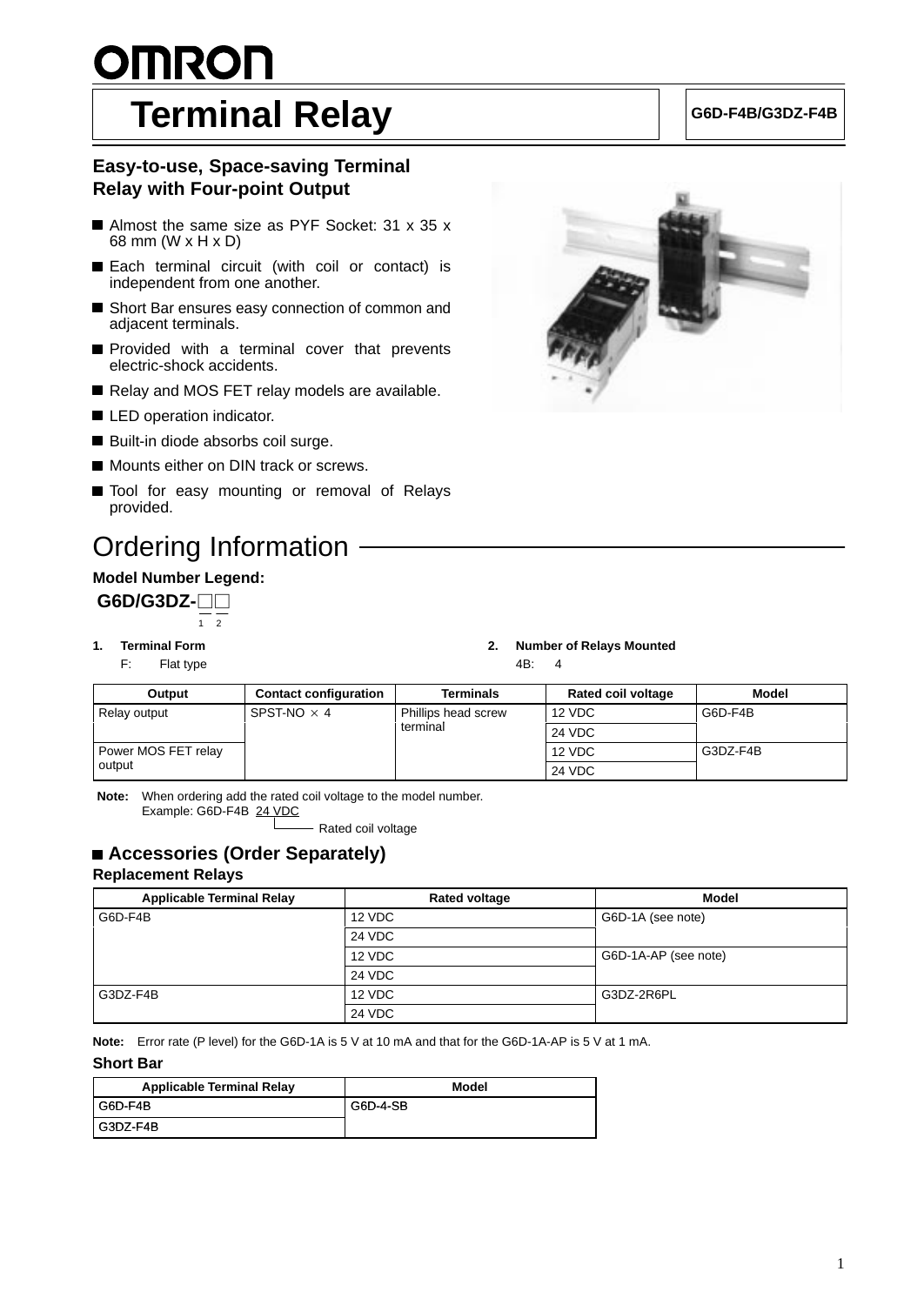# Terminal Relay

**G6D-F4B/G3DZ-F4B**

### Easy-to-use, Space-saving Terminal Relay with Four-point Output

- Almost the same size as PYF Socket: 31 x 35 x 68 mm (W x H x D)
- Each terminal circuit (with coil or contact) is independent from one another.
- Short Bar ensures easy connection of common and adjacent terminals.
- Provided with a terminal cover that prevents electric-shock accidents.
- Relay and MOS FET relay models are available.
- LED operation indicator.
- Built-in diode absorbs coil surge.
- Mounts either on DIN track or screws.
- Tool for easy mounting or removal of Relays provided.

## Ordering Information

**Model Number Legend:**

**G6D/G3DZ-□□**
1 2

1. **Terminal Form**
   F: Flat type

2. **Number of Relays Mounted**
   4B: 4

| Output | Contact configuration | Terminals | Rated coil voltage | Model |
|---|---|---|---|---|
| Relay output | SPST-NO × 4 | Phillips head screw terminal | 12 VDC | G6D-F4B |
| | | | 24 VDC | |
| Power MOS FET relay output | | | 12 VDC | G3DZ-F4B |
| | | | 24 VDC | |

**Note:** When ordering add the rated coil voltage to the model number.
Example: G6D-F4B 24 VDC
└── Rated coil voltage

### Accessories (Order Separately)

**Replacement Relays**

| Applicable Terminal Relay | Rated voltage | Model |
|---|---|---|
| G6D-F4B | 12 VDC | G6D-1A (see note) |
| | 24 VDC | |
| | 12 VDC | G6D-1A-AP (see note) |
| | 24 VDC | |
| G3DZ-F4B | 12 VDC | G3DZ-2R6PL |
| | 24 VDC | |

**Note:** Error rate (P level) for the G6D-1A is 5 V at 10 mA and that for the G6D-1A-AP is 5 V at 1 mA.

**Short Bar**

| Applicable Terminal Relay | Model |
|---|---|
| G6D-F4B | G6D-4-SB |
| G3DZ-F4B | |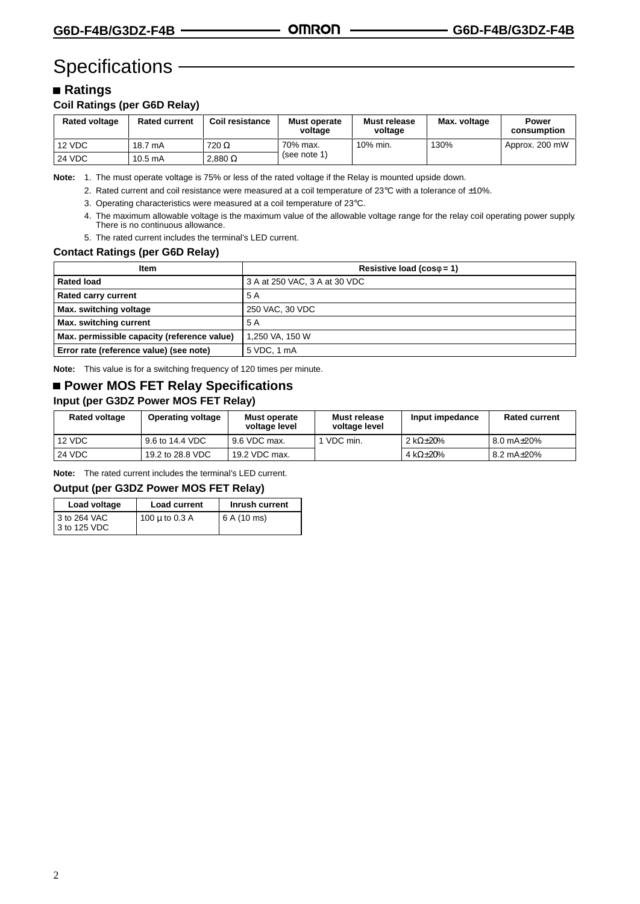# Specifications

## ■ Ratings

### Coil Ratings (per G6D Relay)

| Rated voltage | Rated current | Coil resistance | Must operate voltage | Must release voltage | Max. voltage | Power consumption |
|---|---|---|---|---|---|---|
| 12 VDC | 18.7 mA | 720 Ω | 70% max. (see note 1) | 10% min. | 130% | Approx. 200 mW |
| 24 VDC | 10.5 mA | 2,880 Ω | | | | |

**Note:**
1. The must operate voltage is 75% or less of the rated voltage if the Relay is mounted upside down.
2. Rated current and coil resistance were measured at a coil temperature of 23°C with a tolerance of ±10%.
3. Operating characteristics were measured at a coil temperature of 23°C.
4. The maximum allowable voltage is the maximum value of the allowable voltage range for the relay coil operating power supply. There is no continuous allowance.
5. The rated current includes the terminal's LED current.

### Contact Ratings (per G6D Relay)

| Item | Resistive load (cosφ = 1) |
|---|---|
| **Rated load** | 3 A at 250 VAC, 3 A at 30 VDC |
| **Rated carry current** | 5 A |
| **Max. switching voltage** | 250 VAC, 30 VDC |
| **Max. switching current** | 5 A |
| **Max. permissible capacity (reference value)** | 1,250 VA, 150 W |
| **Error rate (reference value) (see note)** | 5 VDC, 1 mA |

**Note:** This value is for a switching frequency of 120 times per minute.

## ■ Power MOS FET Relay Specifications

### Input (per G3DZ Power MOS FET Relay)

| Rated voltage | Operating voltage | Must operate voltage level | Must release voltage level | Input impedance | Rated current |
|---|---|---|---|---|---|
| 12 VDC | 9.6 to 14.4 VDC | 9.6 VDC max. | 1 VDC min. | 2 kΩ±20% | 8.0 mA±20% |
| 24 VDC | 19.2 to 28.8 VDC | 19.2 VDC max. | | 4 kΩ±20% | 8.2 mA±20% |

**Note:** The rated current includes the terminal's LED current.

### Output (per G3DZ Power MOS FET Relay)

| Load voltage | Load current | Inrush current |
|---|---|---|
| 3 to 264 VAC<br>3 to 125 VDC | 100 µ to 0.3 A | 6 A (10 ms) |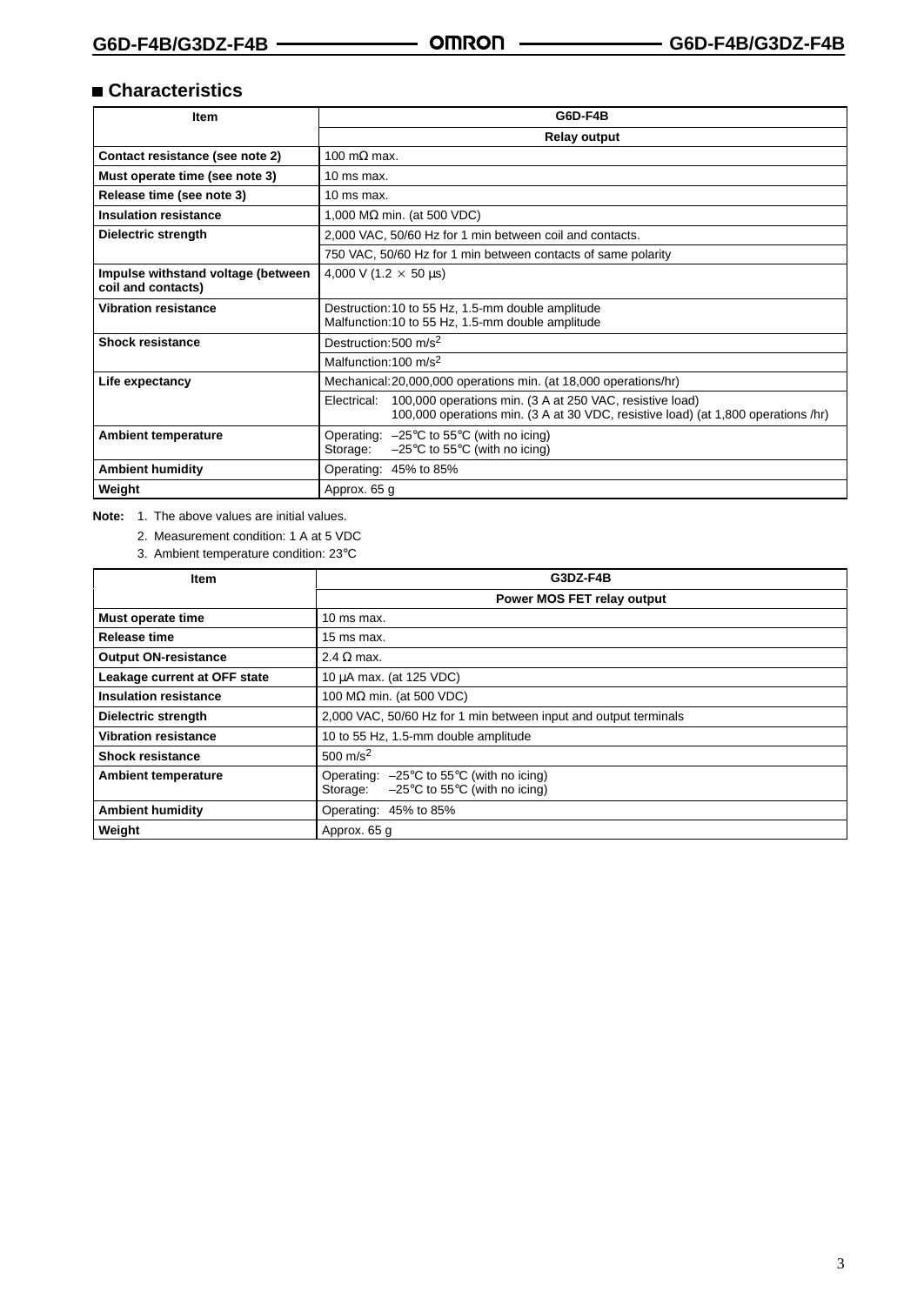## ■ Characteristics

| Item | G6D-F4B |
|---|---|
| | **Relay output** |
| **Contact resistance (see note 2)** | 100 mΩ max. |
| **Must operate time (see note 3)** | 10 ms max. |
| **Release time (see note 3)** | 10 ms max. |
| **Insulation resistance** | 1,000 MΩ min. (at 500 VDC) |
| **Dielectric strength** | 2,000 VAC, 50/60 Hz for 1 min between coil and contacts. |
| | 750 VAC, 50/60 Hz for 1 min between contacts of same polarity |
| **Impulse withstand voltage (between coil and contacts)** | 4,000 V (1.2 × 50 μs) |
| **Vibration resistance** | Destruction:10 to 55 Hz, 1.5-mm double amplitude<br>Malfunction:10 to 55 Hz, 1.5-mm double amplitude |
| **Shock resistance** | Destruction:500 $m/s^2$ |
| | Malfunction:100 $m/s^2$ |
| **Life expectancy** | Mechanical:20,000,000 operations min. (at 18,000 operations/hr) |
| | Electrical: 100,000 operations min. (3 A at 250 VAC, resistive load)<br>100,000 operations min. (3 A at 30 VDC, resistive load) (at 1,800 operations /hr) |
| **Ambient temperature** | Operating: –25°C to 55°C (with no icing)<br>Storage: –25°C to 55°C (with no icing) |
| **Ambient humidity** | Operating: 45% to 85% |
| **Weight** | Approx. 65 g |

**Note:** 1. The above values are initial values.

2. Measurement condition: 1 A at 5 VDC

3. Ambient temperature condition: 23°C

| Item | G3DZ-F4B |
|---|---|
| | **Power MOS FET relay output** |
| **Must operate time** | 10 ms max. |
| **Release time** | 15 ms max. |
| **Output ON-resistance** | 2.4 Ω max. |
| **Leakage current at OFF state** | 10 μA max. (at 125 VDC) |
| **Insulation resistance** | 100 MΩ min. (at 500 VDC) |
| **Dielectric strength** | 2,000 VAC, 50/60 Hz for 1 min between input and output terminals |
| **Vibration resistance** | 10 to 55 Hz, 1.5-mm double amplitude |
| **Shock resistance** | 500 $m/s^2$ |
| **Ambient temperature** | Operating: –25°C to 55°C (with no icing)<br>Storage: –25°C to 55°C (with no icing) |
| **Ambient humidity** | Operating: 45% to 85% |
| **Weight** | Approx. 65 g |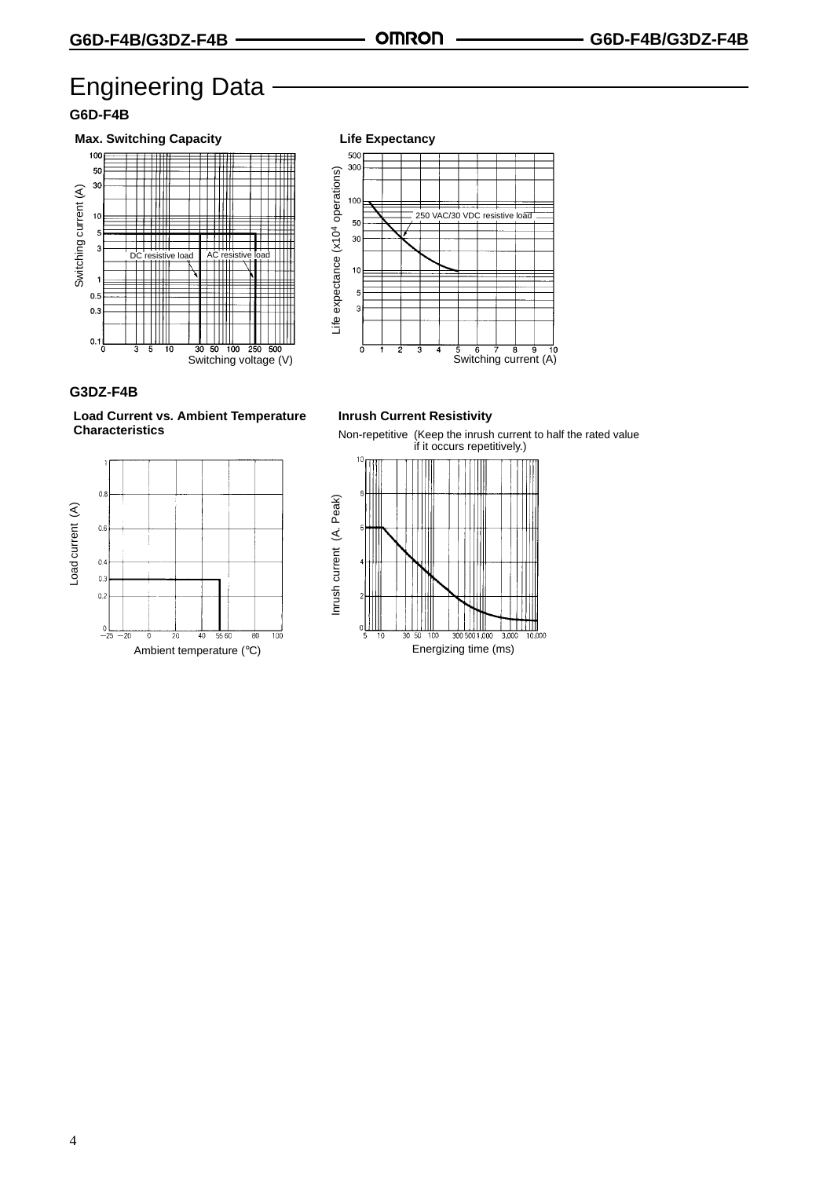# Engineering Data

## G6D-F4B

**Max. Switching Capacity**

Switching current (A)

DC resistive load

AC resistive load

Switching voltage (V)

**Life Expectancy**

Life expectance ($x10^4$ operations)

250 VAC/30 VDC resistive load

Switching current (A)

## G3DZ-F4B

**Load Current vs. Ambient Temperature Characteristics**

Load current (A)

Ambient temperature (°C)

**Inrush Current Resistivity**

Non-repetitive (Keep the inrush current to half the rated value if it occurs repetitively.)

Inrush current (A. Peak)

Energizing time (ms)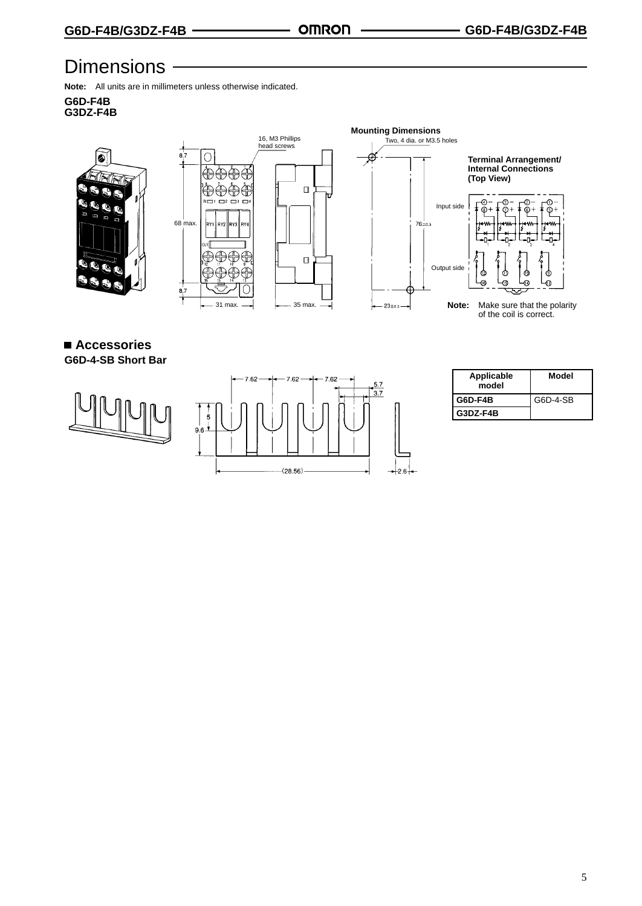# Dimensions

**Note:** All units are in millimeters unless otherwise indicated.

**G6D-F4B**
**G3DZ-F4B**

16, M3 Phillips head screws

**Mounting Dimensions**

Two, 4 dia. or M3.5 holes

**Terminal Arrangement/ Internal Connections (Top View)**

Input side

Output side

8.7

68 max.

8.7

31 max.

35 max.

76±0.3

23±0.3

**Note:** Make sure that the polarity of the coil is correct.

## ■ Accessories

**G6D-4-SB Short Bar**

7.62 7.62 7.62

5.7

3.7

5

9.6

(28.56)

2.6

| Applicable model | Model |
|---|---|
| G6D-F4B | G6D-4-SB |
| G3DZ-F4B | |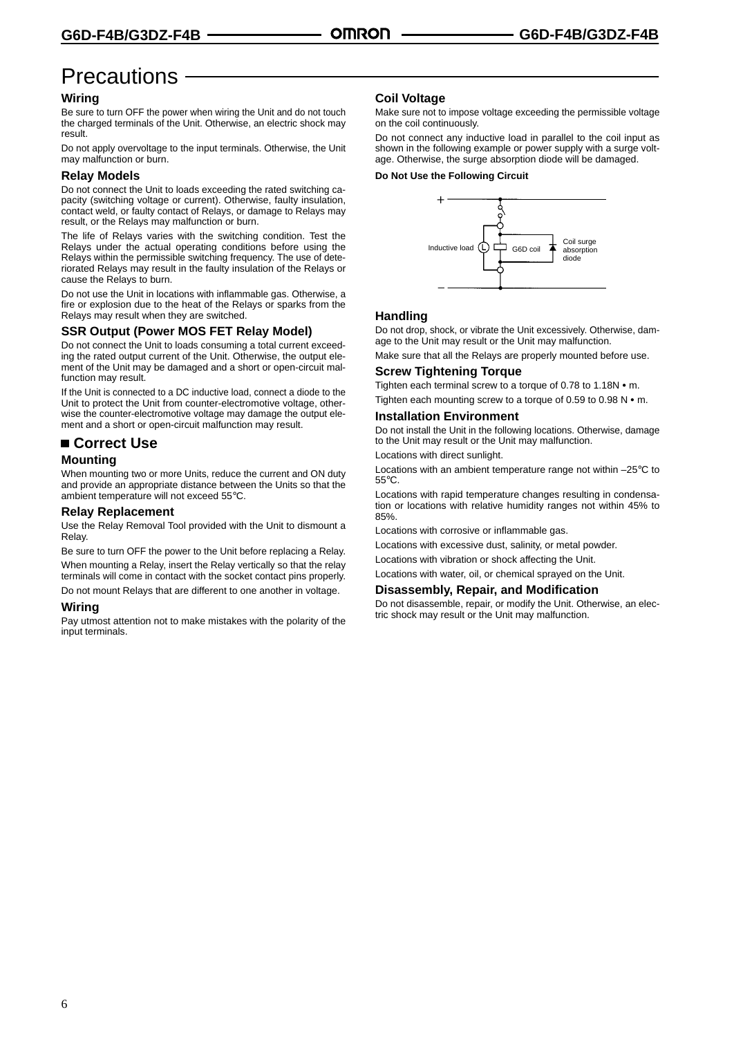# Precautions

### Wiring

Be sure to turn OFF the power when wiring the Unit and do not touch the charged terminals of the Unit. Otherwise, an electric shock may result.

Do not apply overvoltage to the input terminals. Otherwise, the Unit may malfunction or burn.

### Relay Models

Do not connect the Unit to loads exceeding the rated switching capacity (switching voltage or current). Otherwise, faulty insulation, contact weld, or faulty contact of Relays, or damage to Relays may result, or the Relays may malfunction or burn.

The life of Relays varies with the switching condition. Test the Relays under the actual operating conditions before using the Relays within the permissible switching frequency. The use of deteriorated Relays may result in the faulty insulation of the Relays or cause the Relays to burn.

Do not use the Unit in locations with inflammable gas. Otherwise, a fire or explosion due to the heat of the Relays or sparks from the Relays may result when they are switched.

### SSR Output (Power MOS FET Relay Model)

Do not connect the Unit to loads consuming a total current exceeding the rated output current of the Unit. Otherwise, the output element of the Unit may be damaged and a short or open-circuit malfunction may result.

If the Unit is connected to a DC inductive load, connect a diode to the Unit to protect the Unit from counter-electromotive voltage, otherwise the counter-electromotive voltage may damage the output element and a short or open-circuit malfunction may result.

## ■ Correct Use

### Mounting

When mounting two or more Units, reduce the current and ON duty and provide an appropriate distance between the Units so that the ambient temperature will not exceed 55°C.

### Relay Replacement

Use the Relay Removal Tool provided with the Unit to dismount a Relay.

Be sure to turn OFF the power to the Unit before replacing a Relay.

When mounting a Relay, insert the Relay vertically so that the relay terminals will come in contact with the socket contact pins properly.

Do not mount Relays that are different to one another in voltage.

### Wiring

Pay utmost attention not to make mistakes with the polarity of the input terminals.

### Coil Voltage

Make sure not to impose voltage exceeding the permissible voltage on the coil continuously.

Do not connect any inductive load in parallel to the coil input as shown in the following example or power supply with a surge voltage. Otherwise, the surge absorption diode will be damaged.

**Do Not Use the Following Circuit**

+ / – / Inductive load / G6D coil / Coil surge absorption diode

### Handling

Do not drop, shock, or vibrate the Unit excessively. Otherwise, damage to the Unit may result or the Unit may malfunction.

Make sure that all the Relays are properly mounted before use.

### Screw Tightening Torque

Tighten each terminal screw to a torque of 0.78 to 1.18N • m.

Tighten each mounting screw to a torque of 0.59 to 0.98 N • m.

### Installation Environment

Do not install the Unit in the following locations. Otherwise, damage to the Unit may result or the Unit may malfunction.

Locations with direct sunlight.

Locations with an ambient temperature range not within –25°C to 55°C.

Locations with rapid temperature changes resulting in condensation or locations with relative humidity ranges not within 45% to 85%.

Locations with corrosive or inflammable gas.

Locations with excessive dust, salinity, or metal powder.

Locations with vibration or shock affecting the Unit.

Locations with water, oil, or chemical sprayed on the Unit.

### Disassembly, Repair, and Modification

Do not disassemble, repair, or modify the Unit. Otherwise, an electric shock may result or the Unit may malfunction.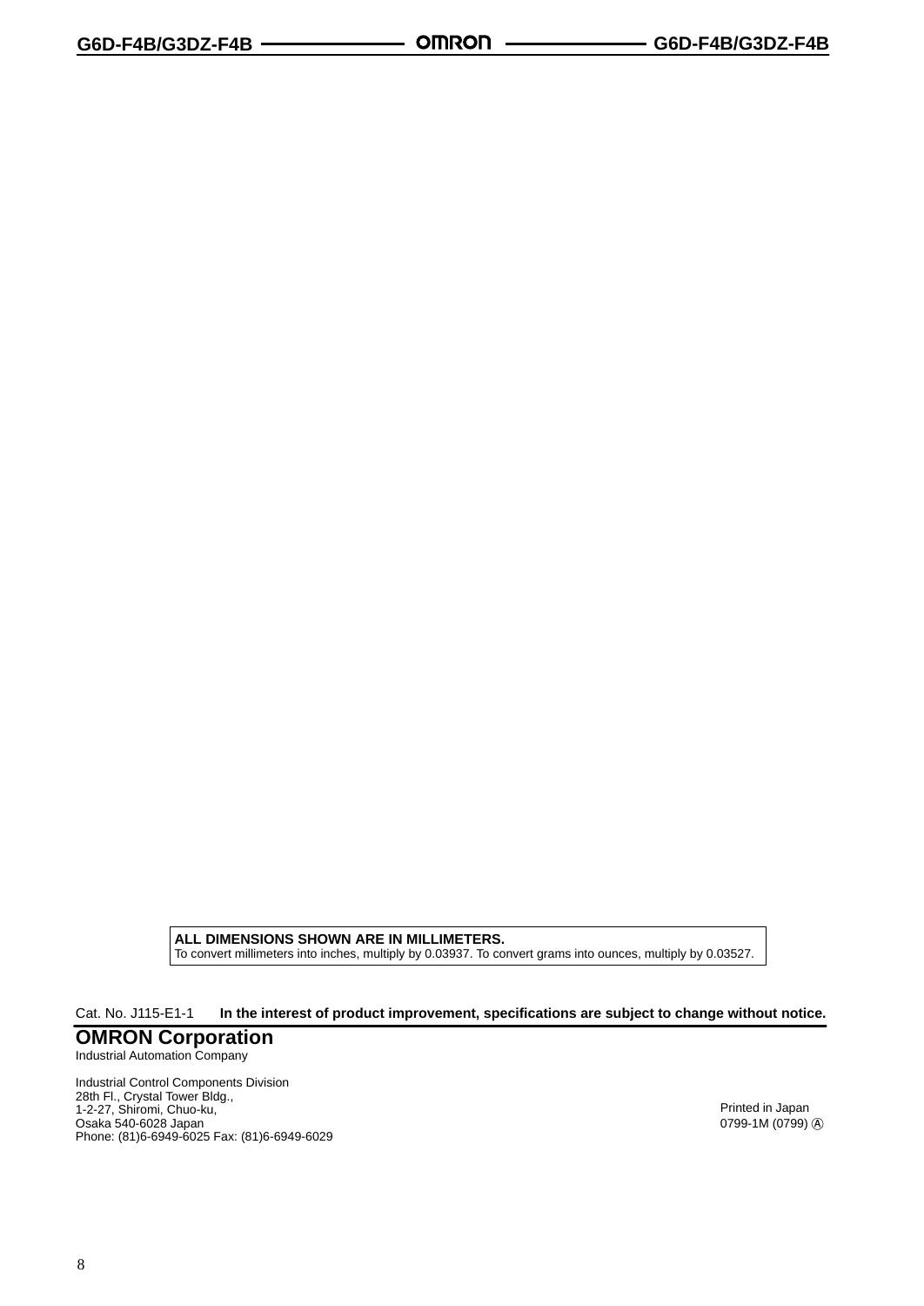**ALL DIMENSIONS SHOWN ARE IN MILLIMETERS.**
To convert millimeters into inches, multiply by 0.03937. To convert grams into ounces, multiply by 0.03527.

Cat. No. J115-E1-1 **In the interest of product improvement, specifications are subject to change without notice.**

## OMRON Corporation

Industrial Automation Company

Industrial Control Components Division
28th Fl., Crystal Tower Bldg.,
1-2-27, Shiromi, Chuo-ku,
Osaka 540-6028 Japan
Phone: (81)6-6949-6025 Fax: (81)6-6949-6029

Printed in Japan
0799-1M (0799) Ⓐ